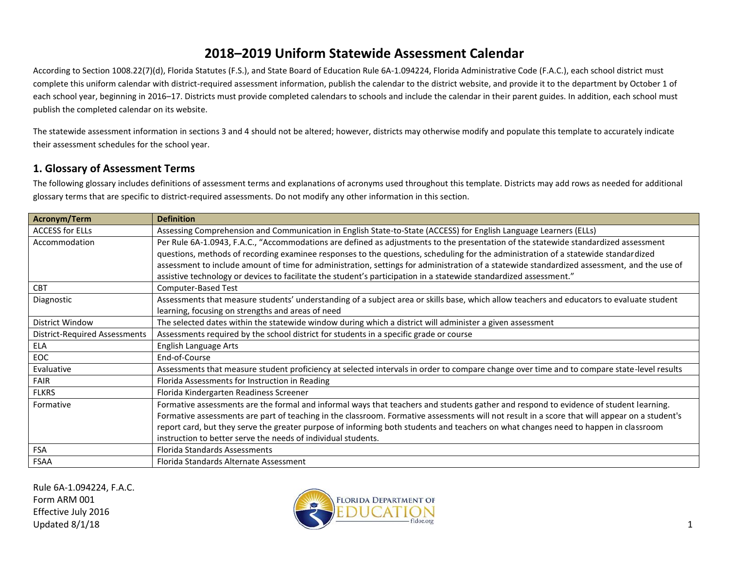# 2018–2019 Uniform Statewide Assessment Calendar

According to Section 1008.22(7)(d), Florida Statutes (F.S.), and State Board of Education Rule 6A-1.094224, Florida Administrative Code (F.A.C.), each school district must complete this uniform calendar with district-required assessment information, publish the calendar to the district website, and provide it to the department by October 1 of each school year, beginning in 2016–17. Districts must provide completed calendars to schools and include the calendar in their parent guides. In addition, each school must publish the completed calendar on its website.

The statewide assessment information in sections 3 and 4 should not be altered; however, districts may otherwise modify and populate this template to accurately indicate their assessment schedules for the school year.

## 1. Glossary of Assessment Terms

The following glossary includes definitions of assessment terms and explanations of acronyms used throughout this template. Districts may add rows as needed for additional glossary terms that are specific to district-required assessments. Do not modify any other information in this section.

| Acronym/Term | Definition |
|---|---|
| ACCESS for ELLs | Assessing Comprehension and Communication in English State-to-State (ACCESS) for English Language Learners (ELLs) |
| Accommodation | Per Rule 6A-1.0943, F.A.C., "Accommodations are defined as adjustments to the presentation of the statewide standardized assessment questions, methods of recording examinee responses to the questions, scheduling for the administration of a statewide standardized assessment to include amount of time for administration, settings for administration of a statewide standardized assessment, and the use of assistive technology or devices to facilitate the student's participation in a statewide standardized assessment." |
| CBT | Computer-Based Test |
| Diagnostic | Assessments that measure students' understanding of a subject area or skills base, which allow teachers and educators to evaluate student learning, focusing on strengths and areas of need |
| District Window | The selected dates within the statewide window during which a district will administer a given assessment |
| District-Required Assessments | Assessments required by the school district for students in a specific grade or course |
| ELA | English Language Arts |
| EOC | End-of-Course |
| Evaluative | Assessments that measure student proficiency at selected intervals in order to compare change over time and to compare state-level results |
| FAIR | Florida Assessments for Instruction in Reading |
| FLKRS | Florida Kindergarten Readiness Screener |
| Formative | Formative assessments are the formal and informal ways that teachers and students gather and respond to evidence of student learning. Formative assessments are part of teaching in the classroom. Formative assessments will not result in a score that will appear on a student's report card, but they serve the greater purpose of informing both students and teachers on what changes need to happen in classroom instruction to better serve the needs of individual students. |
| FSA | Florida Standards Assessments |
| FSAA | Florida Standards Alternate Assessment |

Rule 6A-1.094224, F.A.C.
Form ARM 001
Effective July 2016
Updated 8/1/18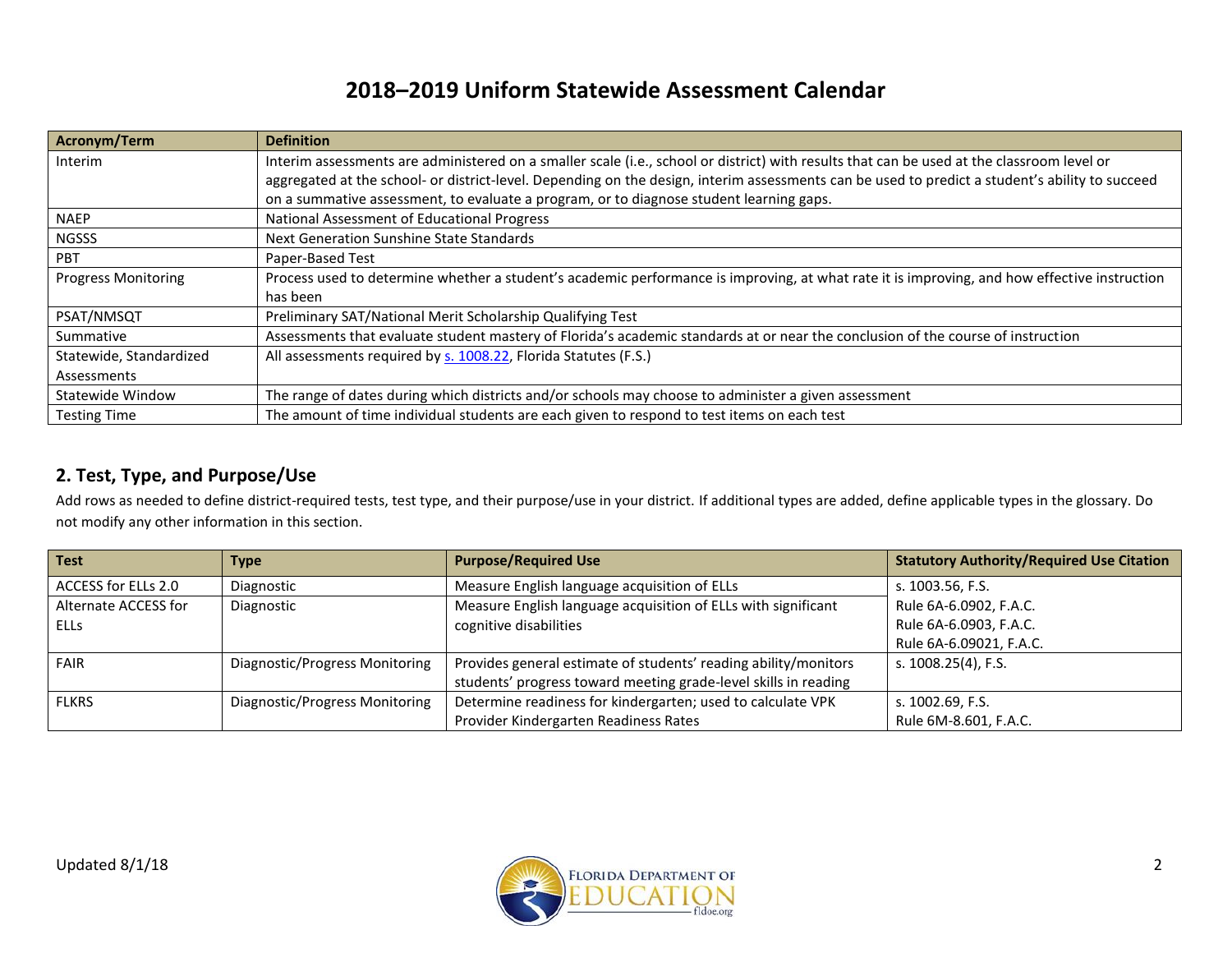# 2018–2019 Uniform Statewide Assessment Calendar

| Acronym/Term | Definition |
| --- | --- |
| Interim | Interim assessments are administered on a smaller scale (i.e., school or district) with results that can be used at the classroom level or aggregated at the school- or district-level. Depending on the design, interim assessments can be used to predict a student's ability to succeed on a summative assessment, to evaluate a program, or to diagnose student learning gaps. |
| NAEP | National Assessment of Educational Progress |
| NGSSS | Next Generation Sunshine State Standards |
| PBT | Paper-Based Test |
| Progress Monitoring | Process used to determine whether a student's academic performance is improving, at what rate it is improving, and how effective instruction has been |
| PSAT/NMSQT | Preliminary SAT/National Merit Scholarship Qualifying Test |
| Summative | Assessments that evaluate student mastery of Florida's academic standards at or near the conclusion of the course of instruction |
| Statewide, Standardized Assessments | All assessments required by s. 1008.22, Florida Statutes (F.S.) |
| Statewide Window | The range of dates during which districts and/or schools may choose to administer a given assessment |
| Testing Time | The amount of time individual students are each given to respond to test items on each test |

## 2. Test, Type, and Purpose/Use

Add rows as needed to define district-required tests, test type, and their purpose/use in your district. If additional types are added, define applicable types in the glossary. Do not modify any other information in this section.

| Test | Type | Purpose/Required Use | Statutory Authority/Required Use Citation |
| --- | --- | --- | --- |
| ACCESS for ELLs 2.0 | Diagnostic | Measure English language acquisition of ELLs | s. 1003.56, F.S. Rule 6A-6.0902, F.A.C. Rule 6A-6.0903, F.A.C. Rule 6A-6.09021, F.A.C. |
| Alternate ACCESS for ELLs | Diagnostic | Measure English language acquisition of ELLs with significant cognitive disabilities | |
| FAIR | Diagnostic/Progress Monitoring | Provides general estimate of students' reading ability/monitors students' progress toward meeting grade-level skills in reading | s. 1008.25(4), F.S. |
| FLKRS | Diagnostic/Progress Monitoring | Determine readiness for kindergarten; used to calculate VPK Provider Kindergarten Readiness Rates | s. 1002.69, F.S. Rule 6M-8.601, F.A.C. |

Updated 8/1/18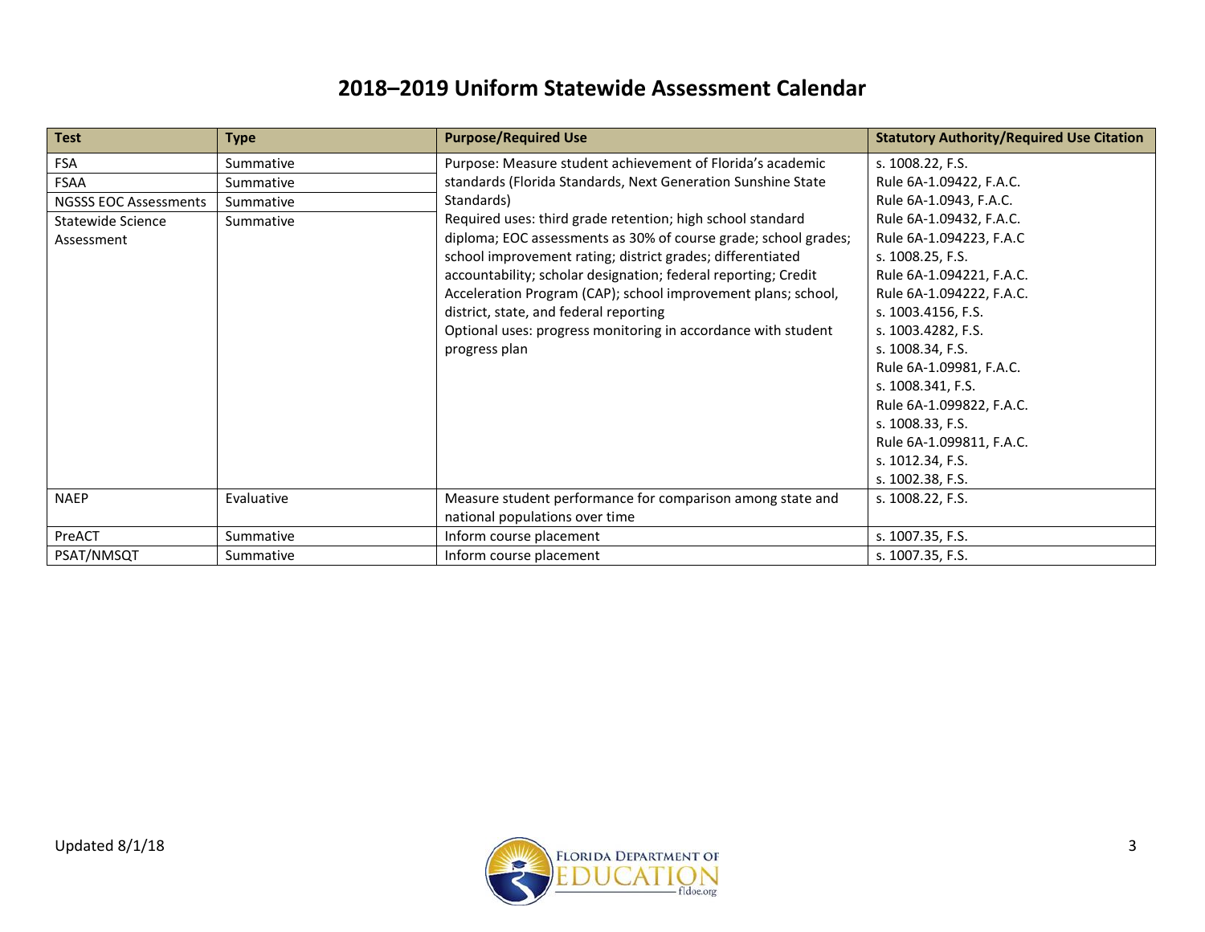# 2018–2019 Uniform Statewide Assessment Calendar

| Test | Type | Purpose/Required Use | Statutory Authority/Required Use Citation |
|---|---|---|---|
| FSA | Summative | Purpose: Measure student achievement of Florida's academic standards (Florida Standards, Next Generation Sunshine State Standards)<br>Required uses: third grade retention; high school standard diploma; EOC assessments as 30% of course grade; school grades; school improvement rating; district grades; differentiated accountability; scholar designation; federal reporting; Credit Acceleration Program (CAP); school improvement plans; school, district, state, and federal reporting<br>Optional uses: progress monitoring in accordance with student progress plan | s. 1008.22, F.S.<br>Rule 6A-1.09422, F.A.C.<br>Rule 6A-1.0943, F.A.C.<br>Rule 6A-1.09432, F.A.C.<br>Rule 6A-1.094223, F.A.C<br>s. 1008.25, F.S.<br>Rule 6A-1.094221, F.A.C.<br>Rule 6A-1.094222, F.A.C.<br>s. 1003.4156, F.S.<br>s. 1003.4282, F.S.<br>s. 1008.34, F.S.<br>Rule 6A-1.09981, F.A.C.<br>s. 1008.341, F.S.<br>Rule 6A-1.099822, F.A.C.<br>s. 1008.33, F.S.<br>Rule 6A-1.099811, F.A.C.<br>s. 1012.34, F.S.<br>s. 1002.38, F.S. |
| FSAA | Summative | | |
| NGSSS EOC Assessments | Summative | | |
| Statewide Science Assessment | Summative | | |
| NAEP | Evaluative | Measure student performance for comparison among state and national populations over time | s. 1008.22, F.S. |
| PreACT | Summative | Inform course placement | s. 1007.35, F.S. |
| PSAT/NMSQT | Summative | Inform course placement | s. 1007.35, F.S. |

Updated 8/1/18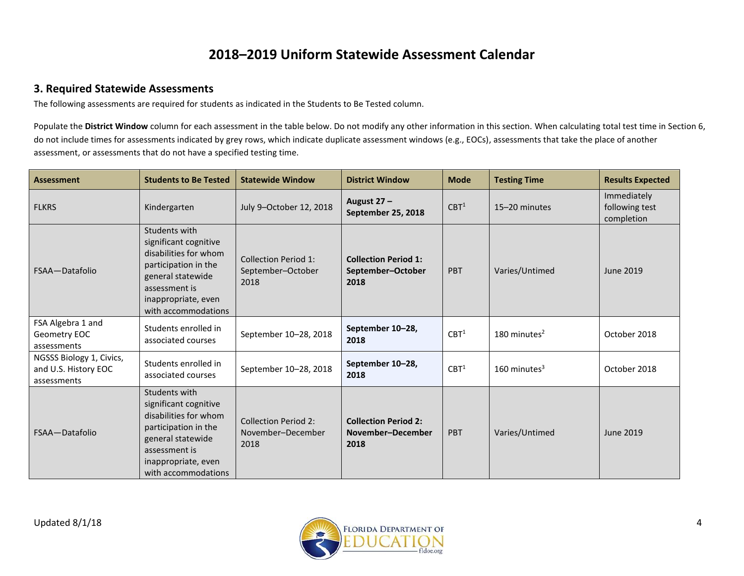# 2018–2019 Uniform Statewide Assessment Calendar

## 3. Required Statewide Assessments

The following assessments are required for students as indicated in the Students to Be Tested column.

Populate the **District Window** column for each assessment in the table below. Do not modify any other information in this section. When calculating total test time in Section 6, do not include times for assessments indicated by grey rows, which indicate duplicate assessment windows (e.g., EOCs), assessments that take the place of another assessment, or assessments that do not have a specified testing time.

| Assessment | Students to Be Tested | Statewide Window | District Window | Mode | Testing Time | Results Expected |
|---|---|---|---|---|---|---|
| FLKRS | Kindergarten | July 9–October 12, 2018 | **August 27 – September 25, 2018** | CBT[1] | 15–20 minutes | Immediately following test completion |
| FSAA—Datafolio | Students with significant cognitive disabilities for whom participation in the general statewide assessment is inappropriate, even with accommodations | Collection Period 1: September–October 2018 | **Collection Period 1: September–October 2018** | PBT | Varies/Untimed | June 2019 |
| FSA Algebra 1 and Geometry EOC assessments | Students enrolled in associated courses | September 10–28, 2018 | **September 10–28, 2018** | CBT[1] | 180 minutes[2] | October 2018 |
| NGSSS Biology 1, Civics, and U.S. History EOC assessments | Students enrolled in associated courses | September 10–28, 2018 | **September 10–28, 2018** | CBT[1] | 160 minutes[3] | October 2018 |
| FSAA—Datafolio | Students with significant cognitive disabilities for whom participation in the general statewide assessment is inappropriate, even with accommodations | Collection Period 2: November–December 2018 | **Collection Period 2: November–December 2018** | PBT | Varies/Untimed | June 2019 |

Updated 8/1/18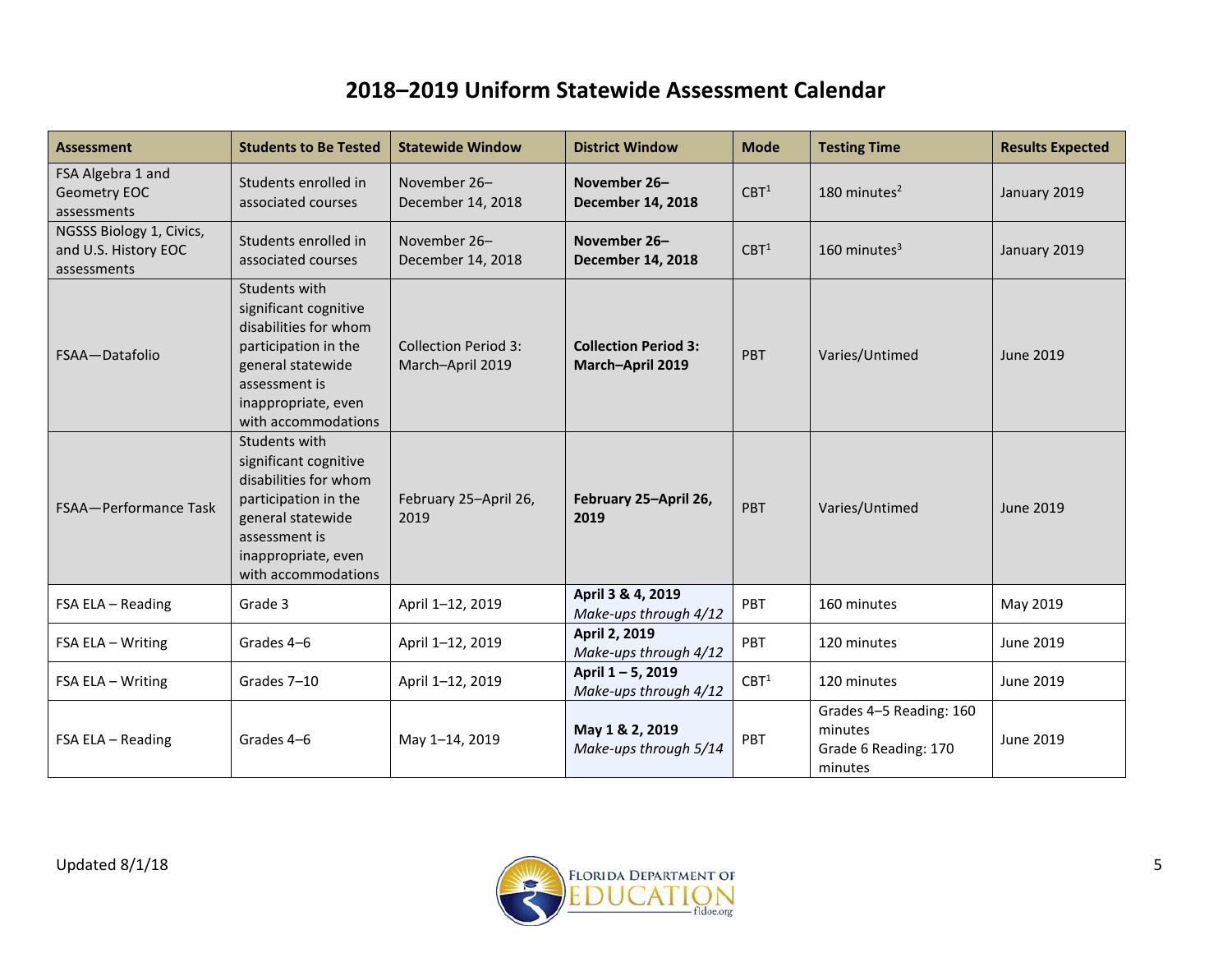# 2018–2019 Uniform Statewide Assessment Calendar

| Assessment | Students to Be Tested | Statewide Window | District Window | Mode | Testing Time | Results Expected |
|---|---|---|---|---|---|---|
| FSA Algebra 1 and Geometry EOC assessments | Students enrolled in associated courses | November 26–December 14, 2018 | **November 26–December 14, 2018** | CBT[1] | 180 minutes[2] | January 2019 |
| NGSSS Biology 1, Civics, and U.S. History EOC assessments | Students enrolled in associated courses | November 26–December 14, 2018 | **November 26–December 14, 2018** | CBT[1] | 160 minutes[3] | January 2019 |
| FSAA—Datafolio | Students with significant cognitive disabilities for whom participation in the general statewide assessment is inappropriate, even with accommodations | Collection Period 3: March–April 2019 | **Collection Period 3: March–April 2019** | PBT | Varies/Untimed | June 2019 |
| FSAA—Performance Task | Students with significant cognitive disabilities for whom participation in the general statewide assessment is inappropriate, even with accommodations | February 25–April 26, 2019 | **February 25–April 26, 2019** | PBT | Varies/Untimed | June 2019 |
| FSA ELA – Reading | Grade 3 | April 1–12, 2019 | **April 3 & 4, 2019** *Make-ups through 4/12* | PBT | 160 minutes | May 2019 |
| FSA ELA – Writing | Grades 4–6 | April 1–12, 2019 | **April 2, 2019** *Make-ups through 4/12* | PBT | 120 minutes | June 2019 |
| FSA ELA – Writing | Grades 7–10 | April 1–12, 2019 | **April 1 – 5, 2019** *Make-ups through 4/12* | CBT[1] | 120 minutes | June 2019 |
| FSA ELA – Reading | Grades 4–6 | May 1–14, 2019 | **May 1 & 2, 2019** *Make-ups through 5/14* | PBT | Grades 4–5 Reading: 160 minutes<br>Grade 6 Reading: 170 minutes | June 2019 |

Updated 8/1/18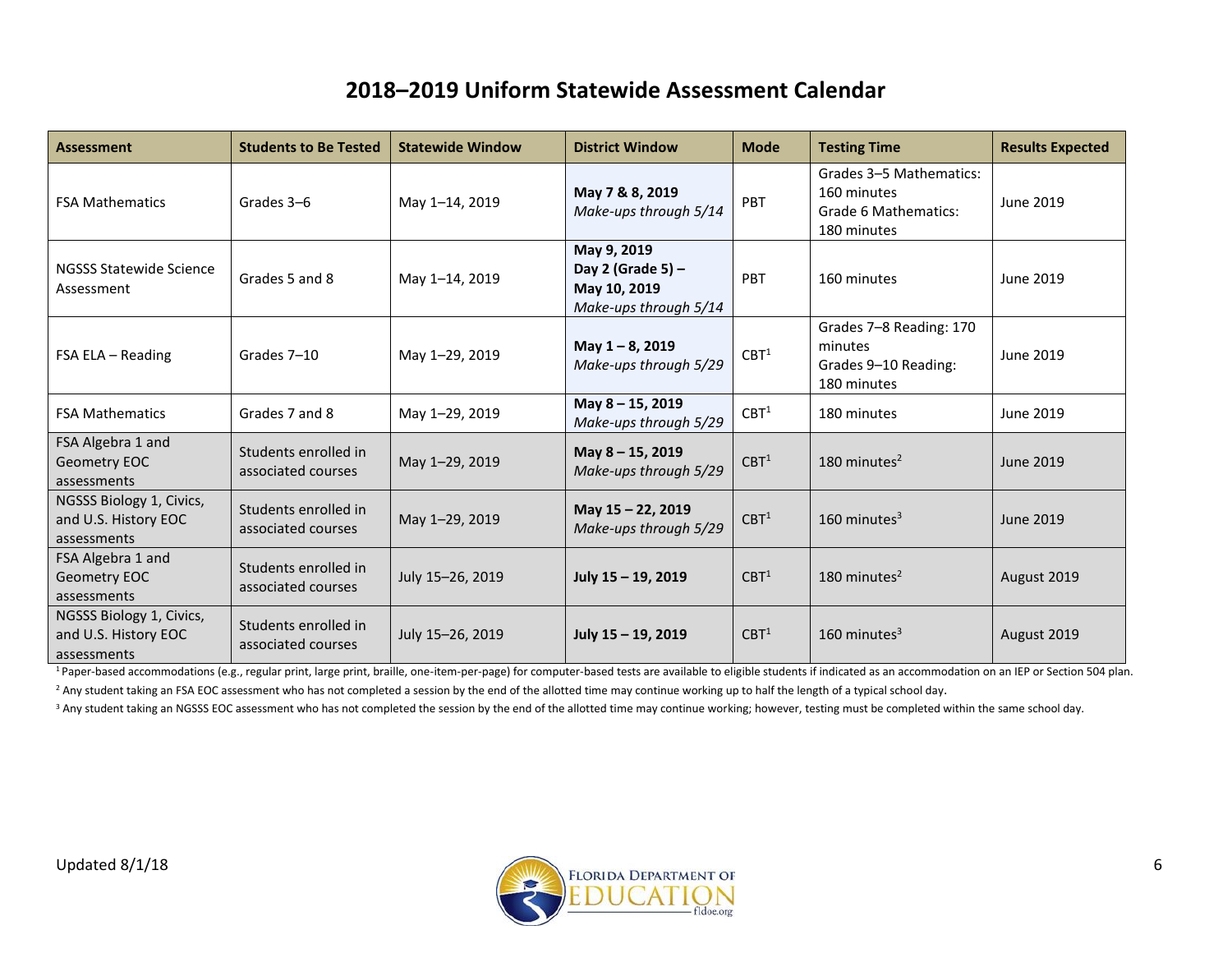# 2018–2019 Uniform Statewide Assessment Calendar

| Assessment | Students to Be Tested | Statewide Window | District Window | Mode | Testing Time | Results Expected |
|---|---|---|---|---|---|---|
| FSA Mathematics | Grades 3–6 | May 1–14, 2019 | **May 7 & 8, 2019** *Make-ups through 5/14* | PBT | Grades 3–5 Mathematics: 160 minutes Grade 6 Mathematics: 180 minutes | June 2019 |
| NGSSS Statewide Science Assessment | Grades 5 and 8 | May 1–14, 2019 | **May 9, 2019 Day 2 (Grade 5) – May 10, 2019** *Make-ups through 5/14* | PBT | 160 minutes | June 2019 |
| FSA ELA – Reading | Grades 7–10 | May 1–29, 2019 | **May 1 – 8, 2019** *Make-ups through 5/29* | CBT[1] | Grades 7–8 Reading: 170 minutes Grades 9–10 Reading: 180 minutes | June 2019 |
| FSA Mathematics | Grades 7 and 8 | May 1–29, 2019 | **May 8 – 15, 2019** *Make-ups through 5/29* | CBT[1] | 180 minutes | June 2019 |
| FSA Algebra 1 and Geometry EOC assessments | Students enrolled in associated courses | May 1–29, 2019 | **May 8 – 15, 2019** *Make-ups through 5/29* | CBT[1] | 180 minutes[2] | June 2019 |
| NGSSS Biology 1, Civics, and U.S. History EOC assessments | Students enrolled in associated courses | May 1–29, 2019 | **May 15 – 22, 2019** *Make-ups through 5/29* | CBT[1] | 160 minutes[3] | June 2019 |
| FSA Algebra 1 and Geometry EOC assessments | Students enrolled in associated courses | July 15–26, 2019 | **July 15 – 19, 2019** | CBT[1] | 180 minutes[2] | August 2019 |
| NGSSS Biology 1, Civics, and U.S. History EOC assessments | Students enrolled in associated courses | July 15–26, 2019 | **July 15 – 19, 2019** | CBT[1] | 160 minutes[3] | August 2019 |

[1] Paper-based accommodations (e.g., regular print, large print, braille, one-item-per-page) for computer-based tests are available to eligible students if indicated as an accommodation on an IEP or Section 504 plan.

[2] Any student taking an FSA EOC assessment who has not completed a session by the end of the allotted time may continue working up to half the length of a typical school day.

[3] Any student taking an NGSSS EOC assessment who has not completed the session by the end of the allotted time may continue working; however, testing must be completed within the same school day.

Updated 8/1/18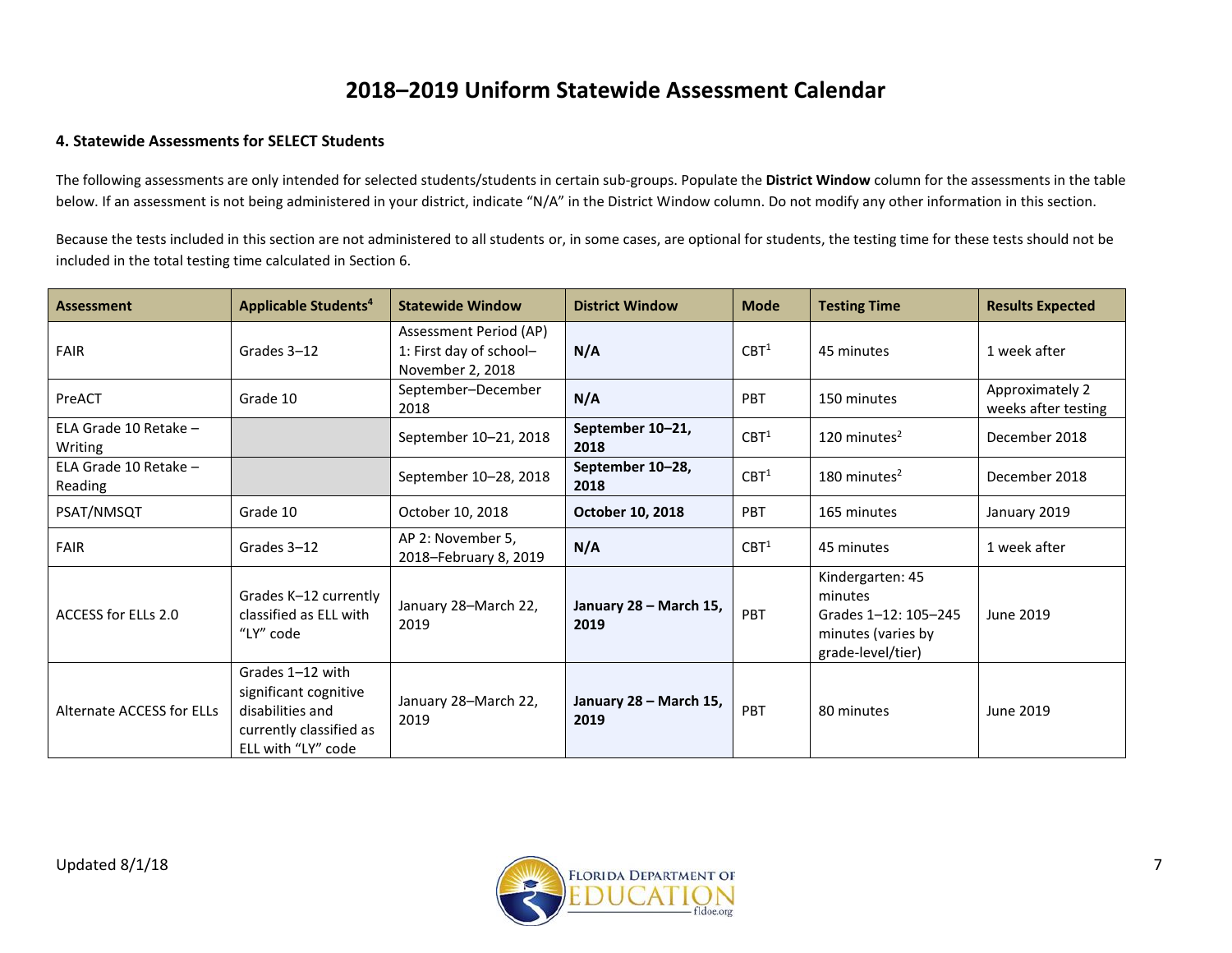# 2018–2019 Uniform Statewide Assessment Calendar

### 4. Statewide Assessments for SELECT Students

The following assessments are only intended for selected students/students in certain sub-groups. Populate the **District Window** column for the assessments in the table below. If an assessment is not being administered in your district, indicate "N/A" in the District Window column. Do not modify any other information in this section.

Because the tests included in this section are not administered to all students or, in some cases, are optional for students, the testing time for these tests should not be included in the total testing time calculated in Section 6.

| Assessment | Applicable Students[4] | Statewide Window | District Window | Mode | Testing Time | Results Expected |
|---|---|---|---|---|---|---|
| FAIR | Grades 3–12 | Assessment Period (AP) 1: First day of school–November 2, 2018 | **N/A** | CBT[1] | 45 minutes | 1 week after |
| PreACT | Grade 10 | September–December 2018 | **N/A** | PBT | 150 minutes | Approximately 2 weeks after testing |
| ELA Grade 10 Retake – Writing | | September 10–21, 2018 | **September 10–21, 2018** | CBT[1] | 120 minutes[2] | December 2018 |
| ELA Grade 10 Retake – Reading | | September 10–28, 2018 | **September 10–28, 2018** | CBT[1] | 180 minutes[2] | December 2018 |
| PSAT/NMSQT | Grade 10 | October 10, 2018 | **October 10, 2018** | PBT | 165 minutes | January 2019 |
| FAIR | Grades 3–12 | AP 2: November 5, 2018–February 8, 2019 | **N/A** | CBT[1] | 45 minutes | 1 week after |
| ACCESS for ELLs 2.0 | Grades K–12 currently classified as ELL with "LY" code | January 28–March 22, 2019 | **January 28 – March 15, 2019** | PBT | Kindergarten: 45 minutes Grades 1–12: 105–245 minutes (varies by grade-level/tier) | June 2019 |
| Alternate ACCESS for ELLs | Grades 1–12 with significant cognitive disabilities and currently classified as ELL with "LY" code | January 28–March 22, 2019 | **January 28 – March 15, 2019** | PBT | 80 minutes | June 2019 |

Updated 8/1/18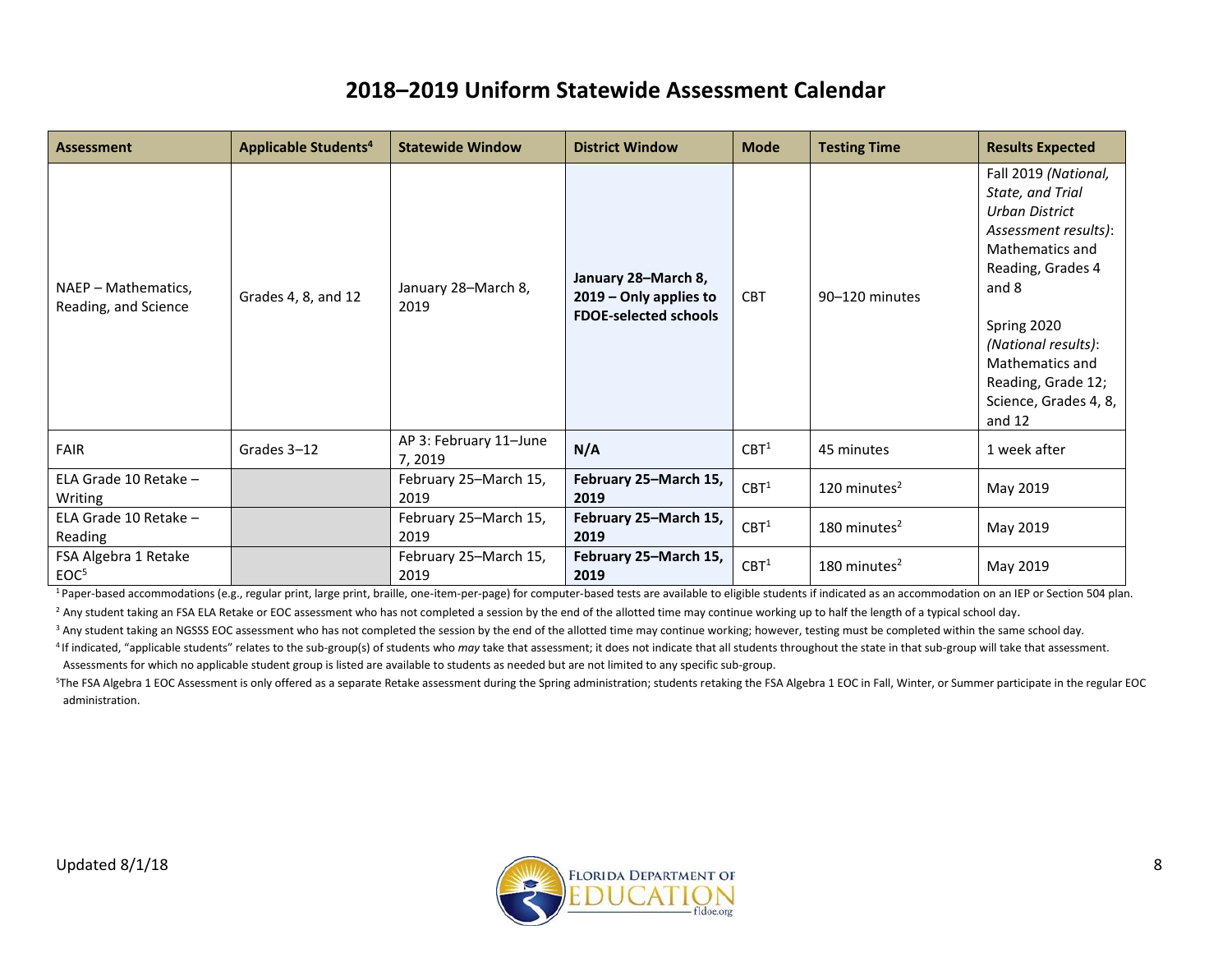# 2018–2019 Uniform Statewide Assessment Calendar

| Assessment | Applicable Students[4] | Statewide Window | District Window | Mode | Testing Time | Results Expected |
|---|---|---|---|---|---|---|
| NAEP – Mathematics, Reading, and Science | Grades 4, 8, and 12 | January 28–March 8, 2019 | **January 28–March 8, 2019 – Only applies to FDOE-selected schools** | CBT | 90–120 minutes | Fall 2019 *(National, State, and Trial Urban District Assessment results)*: Mathematics and Reading, Grades 4 and 8<br><br>Spring 2020 *(National results)*: Mathematics and Reading, Grade 12; Science, Grades 4, 8, and 12 |
| FAIR | Grades 3–12 | AP 3: February 11–June 7, 2019 | **N/A** | CBT[1] | 45 minutes | 1 week after |
| ELA Grade 10 Retake – Writing | | February 25–March 15, 2019 | **February 25–March 15, 2019** | CBT[1] | 120 minutes[2] | May 2019 |
| ELA Grade 10 Retake – Reading | | February 25–March 15, 2019 | **February 25–March 15, 2019** | CBT[1] | 180 minutes[2] | May 2019 |
| FSA Algebra 1 Retake EOC[5] | | February 25–March 15, 2019 | **February 25–March 15, 2019** | CBT[1] | 180 minutes[2] | May 2019 |

[1] Paper-based accommodations (e.g., regular print, large print, braille, one-item-per-page) for computer-based tests are available to eligible students if indicated as an accommodation on an IEP or Section 504 plan.

[2] Any student taking an FSA ELA Retake or EOC assessment who has not completed a session by the end of the allotted time may continue working up to half the length of a typical school day.

[3] Any student taking an NGSSS EOC assessment who has not completed the session by the end of the allotted time may continue working; however, testing must be completed within the same school day.

[4] If indicated, "applicable students" relates to the sub-group(s) of students who *may* take that assessment; it does not indicate that all students throughout the state in that sub-group will take that assessment. Assessments for which no applicable student group is listed are available to students as needed but are not limited to any specific sub-group.

[5] The FSA Algebra 1 EOC Assessment is only offered as a separate Retake assessment during the Spring administration; students retaking the FSA Algebra 1 EOC in Fall, Winter, or Summer participate in the regular EOC administration.

Updated 8/1/18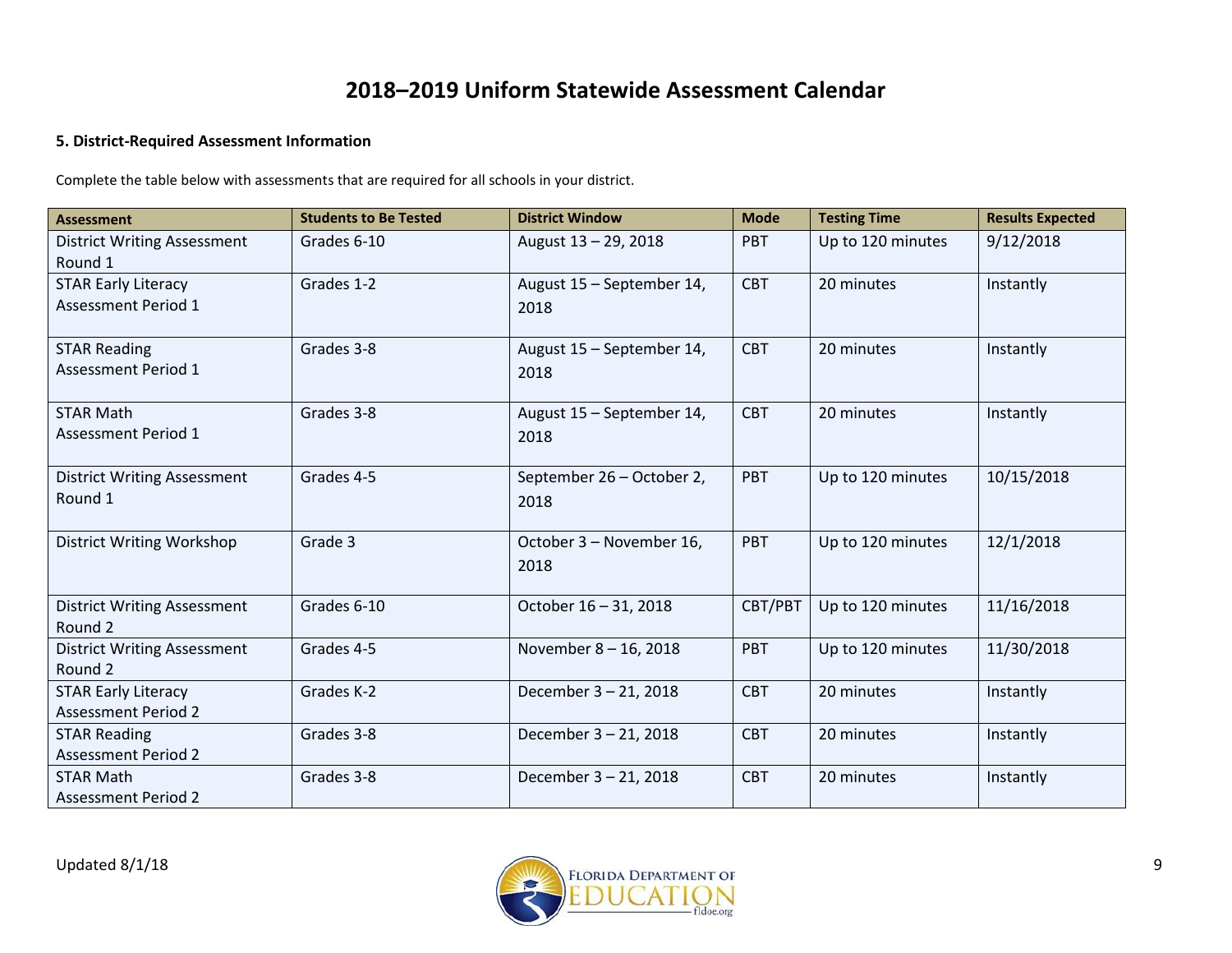# 2018–2019 Uniform Statewide Assessment Calendar

### 5. District-Required Assessment Information

Complete the table below with assessments that are required for all schools in your district.

| Assessment | Students to Be Tested | District Window | Mode | Testing Time | Results Expected |
|---|---|---|---|---|---|
| District Writing Assessment Round 1 | Grades 6-10 | August 13 – 29, 2018 | PBT | Up to 120 minutes | 9/12/2018 |
| STAR Early Literacy Assessment Period 1 | Grades 1-2 | August 15 – September 14, 2018 | CBT | 20 minutes | Instantly |
| STAR Reading Assessment Period 1 | Grades 3-8 | August 15 – September 14, 2018 | CBT | 20 minutes | Instantly |
| STAR Math Assessment Period 1 | Grades 3-8 | August 15 – September 14, 2018 | CBT | 20 minutes | Instantly |
| District Writing Assessment Round 1 | Grades 4-5 | September 26 – October 2, 2018 | PBT | Up to 120 minutes | 10/15/2018 |
| District Writing Workshop | Grade 3 | October 3 – November 16, 2018 | PBT | Up to 120 minutes | 12/1/2018 |
| District Writing Assessment Round 2 | Grades 6-10 | October 16 – 31, 2018 | CBT/PBT | Up to 120 minutes | 11/16/2018 |
| District Writing Assessment Round 2 | Grades 4-5 | November 8 – 16, 2018 | PBT | Up to 120 minutes | 11/30/2018 |
| STAR Early Literacy Assessment Period 2 | Grades K-2 | December 3 – 21, 2018 | CBT | 20 minutes | Instantly |
| STAR Reading Assessment Period 2 | Grades 3-8 | December 3 – 21, 2018 | CBT | 20 minutes | Instantly |
| STAR Math Assessment Period 2 | Grades 3-8 | December 3 – 21, 2018 | CBT | 20 minutes | Instantly |

Updated 8/1/18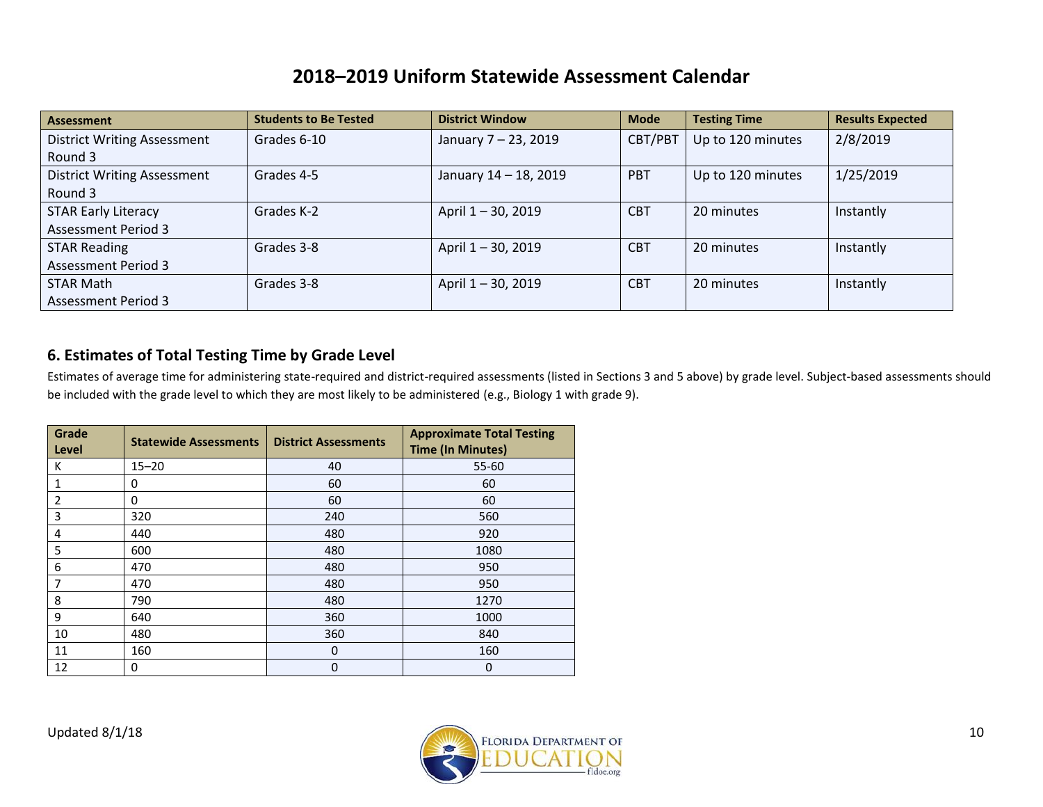## 2018–2019 Uniform Statewide Assessment Calendar

| Assessment | Students to Be Tested | District Window | Mode | Testing Time | Results Expected |
|---|---|---|---|---|---|
| District Writing Assessment Round 3 | Grades 6-10 | January 7 – 23, 2019 | CBT/PBT | Up to 120 minutes | 2/8/2019 |
| District Writing Assessment Round 3 | Grades 4-5 | January 14 – 18, 2019 | PBT | Up to 120 minutes | 1/25/2019 |
| STAR Early Literacy Assessment Period 3 | Grades K-2 | April 1 – 30, 2019 | CBT | 20 minutes | Instantly |
| STAR Reading Assessment Period 3 | Grades 3-8 | April 1 – 30, 2019 | CBT | 20 minutes | Instantly |
| STAR Math Assessment Period 3 | Grades 3-8 | April 1 – 30, 2019 | CBT | 20 minutes | Instantly |

### 6. Estimates of Total Testing Time by Grade Level

Estimates of average time for administering state-required and district-required assessments (listed in Sections 3 and 5 above) by grade level. Subject-based assessments should be included with the grade level to which they are most likely to be administered (e.g., Biology 1 with grade 9).

| Grade Level | Statewide Assessments | District Assessments | Approximate Total Testing Time (In Minutes) |
|---|---|---|---|
| K | 15–20 | 40 | 55-60 |
| 1 | 0 | 60 | 60 |
| 2 | 0 | 60 | 60 |
| 3 | 320 | 240 | 560 |
| 4 | 440 | 480 | 920 |
| 5 | 600 | 480 | 1080 |
| 6 | 470 | 480 | 950 |
| 7 | 470 | 480 | 950 |
| 8 | 790 | 480 | 1270 |
| 9 | 640 | 360 | 1000 |
| 10 | 480 | 360 | 840 |
| 11 | 160 | 0 | 160 |
| 12 | 0 | 0 | 0 |